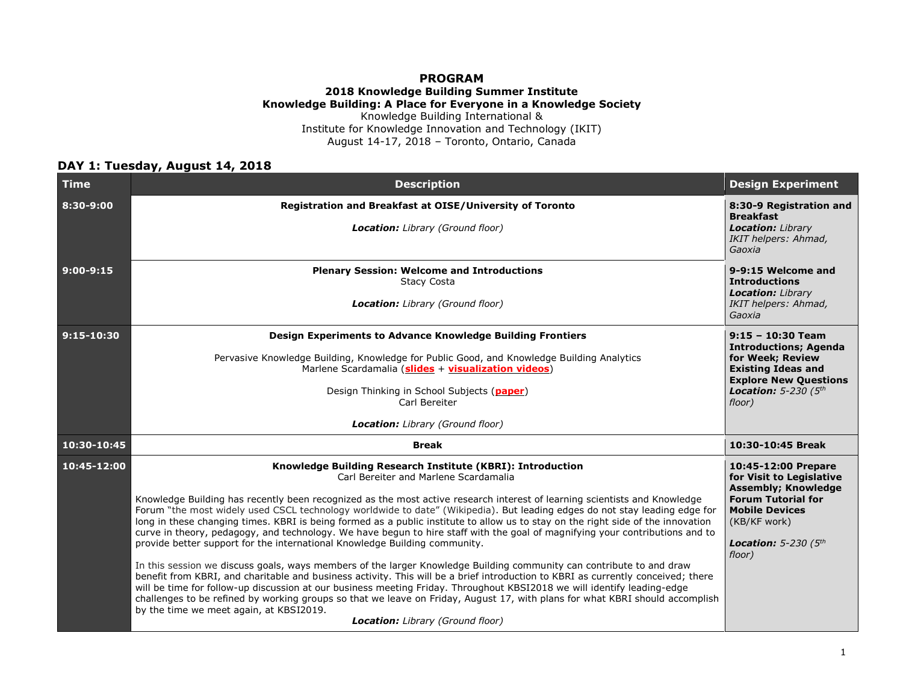# PROGRAM

## 2018 Knowledge Building Summer Institute

## Knowledge Building: A Place for Everyone in a Knowledge Society

Knowledge Building International &
Institute for Knowledge Innovation and Technology (IKIT)
August 14-17, 2018 – Toronto, Ontario, Canada

### DAY 1: Tuesday, August 14, 2018

| Time | Description | Design Experiment |
|---|---|---|
| **8:30-9:00** | **Registration and Breakfast at OISE/University of Toronto**<br><br>***Location:*** *Library (Ground floor)* | **8:30-9 Registration and Breakfast**<br>***Location:*** *Library*<br>*IKIT helpers: Ahmad, Gaoxia* |
| **9:00-9:15** | **Plenary Session: Welcome and Introductions**<br>Stacy Costa<br><br>***Location:*** *Library (Ground floor)* | **9-9:15 Welcome and Introductions**<br>***Location:*** *Library*<br>*IKIT helpers: Ahmad, Gaoxia* |
| **9:15-10:30** | **Design Experiments to Advance Knowledge Building Frontiers**<br><br>Pervasive Knowledge Building, Knowledge for Public Good, and Knowledge Building Analytics<br>Marlene Scardamalia (**slides** + **visualization videos**)<br><br>Design Thinking in School Subjects (**paper**)<br>Carl Bereiter<br><br>***Location:*** *Library (Ground floor)* | **9:15 – 10:30 Team Introductions; Agenda for Week; Review Existing Ideas and Explore New Questions**<br>***Location:*** *5-230 (5th floor)* |
| **10:30-10:45** | **Break** | **10:30-10:45 Break** |
| **10:45-12:00** | **Knowledge Building Research Institute (KBRI): Introduction**<br>Carl Bereiter and Marlene Scardamalia<br><br>Knowledge Building has recently been recognized as the most active research interest of learning scientists and Knowledge Forum "the most widely used CSCL technology worldwide to date" (Wikipedia). But leading edges do not stay leading edge for long in these changing times. KBRI is being formed as a public institute to allow us to stay on the right side of the innovation curve in theory, pedagogy, and technology. We have begun to hire staff with the goal of magnifying your contributions and to provide better support for the international Knowledge Building community.<br><br>In this session we discuss goals, ways members of the larger Knowledge Building community can contribute to and draw benefit from KBRI, and charitable and business activity. This will be a brief introduction to KBRI as currently conceived; there will be time for follow-up discussion at our business meeting Friday. Throughout KBSI2018 we will identify leading-edge challenges to be refined by working groups so that we leave on Friday, August 17, with plans for what KBRI should accomplish by the time we meet again, at KBSI2019.<br>***Location:*** *Library (Ground floor)* | **10:45-12:00 Prepare for Visit to Legislative Assembly; Knowledge Forum Tutorial for Mobile Devices** (KB/KF work)<br><br>***Location:*** *5-230 (5th floor)* |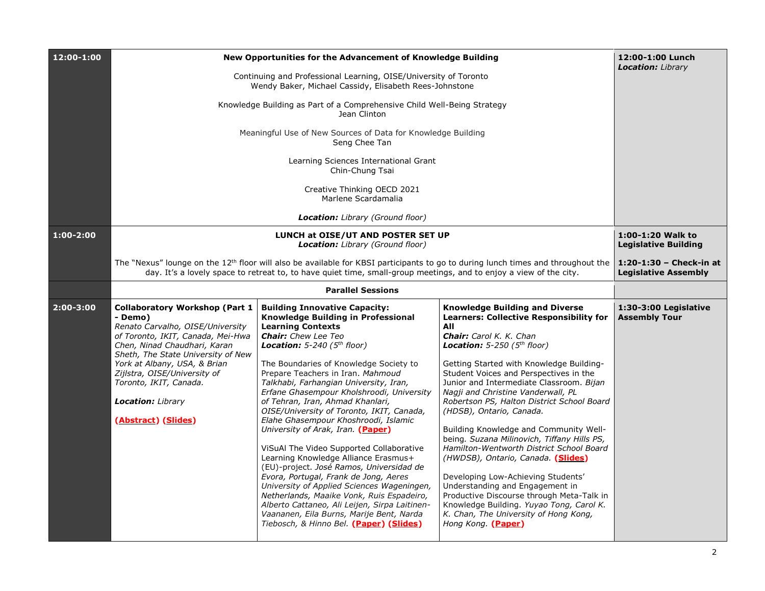| | | | | |
|---|---|---|---|---|
| **12:00-1:00** | **New Opportunities for the Advancement of Knowledge Building**<br><br>Continuing and Professional Learning, OISE/University of Toronto<br>Wendy Baker, Michael Cassidy, Elisabeth Rees-Johnstone<br><br>Knowledge Building as Part of a Comprehensive Child Well-Being Strategy<br>Jean Clinton<br><br>Meaningful Use of New Sources of Data for Knowledge Building<br>Seng Chee Tan<br><br>Learning Sciences International Grant<br>Chin-Chung Tsai<br><br>Creative Thinking OECD 2021<br>Marlene Scardamalia<br><br>***Location:*** *Library (Ground floor)* | | | **12:00-1:00 Lunch**<br>***Location:*** *Library* |
| **1:00-2:00** | **LUNCH at OISE/UT AND POSTER SET UP**<br>***Location:*** *Library (Ground floor)*<br><br>The "Nexus" lounge on the 12th floor will also be available for KBSI participants to go to during lunch times and throughout the day. It's a lovely space to retreat to, to have quiet time, small-group meetings, and to enjoy a view of the city. | | | **1:00-1:20 Walk to Legislative Building**<br><br>**1:20-1:30 – Check-in at Legislative Assembly** |
| | **Parallel Sessions** | | | |
| **2:00-3:00** | **Collaboratory Workshop (Part 1 - Demo)**<br>*Renato Carvalho, OISE/University of Toronto, IKIT, Canada, Mei-Hwa Chen, Ninad Chaudhari, Karan Sheth, The State University of New York at Albany, USA, & Brian Zijlstra, OISE/University of Toronto, IKIT, Canada.*<br><br>***Location:*** *Library*<br><br>**(Abstract) (Slides)** | **Building Innovative Capacity: Knowledge Building in Professional Learning Contexts**<br>***Chair:*** *Chew Lee Teo*<br>***Location:*** *5-240 (5th floor)*<br><br>The Boundaries of Knowledge Society to Prepare Teachers in Iran. *Mahmoud Talkhabi, Farhangian University, Iran, Erfane Ghasempour Kholshroodi, University of Tehran, Iran, Ahmad Khanlari, OISE/University of Toronto, IKIT, Canada, Elahe Ghasempour Khoshroodi, Islamic University of Arak, Iran.* **(Paper)**<br><br>ViSuAl The Video Supported Collaborative Learning Knowledge Alliance Erasmus+ (EU)-project. *José Ramos, Universidad de Evora, Portugal, Frank de Jong, Aeres University of Applied Sciences Wageningen, Netherlands, Maaike Vonk, Ruis Espadeiro, Alberto Cattaneo, Ali Leijen, Sirpa Laitinen-Vaananen, Eila Burns, Marije Bent, Narda Tiebosch, & Hinno Bel.* **(Paper) (Slides)** | **Knowledge Building and Diverse Learners: Collective Responsibility for All**<br>***Chair:*** *Carol K. K. Chan*<br>***Location:*** *5-250 (5th floor)*<br><br>Getting Started with Knowledge Building-Student Voices and Perspectives in the Junior and Intermediate Classroom. *Bijan Nagji and Christine Vanderwal, PL Robertson PS, Halton District School Board (HDSB), Ontario, Canada.*<br><br>Building Knowledge and Community Well-being. *Suzana Milinovich, Tiffany Hills PS, Hamilton-Wentworth District School Board (HWDSB), Ontario, Canada.* **(Slides)**<br><br>Developing Low-Achieving Students' Understanding and Engagement in Productive Discourse through Meta-Talk in Knowledge Building. *Yuyao Tong, Carol K. K. Chan, The University of Hong Kong, Hong Kong.* **(Paper)** | **1:30-3:00 Legislative Assembly Tour** |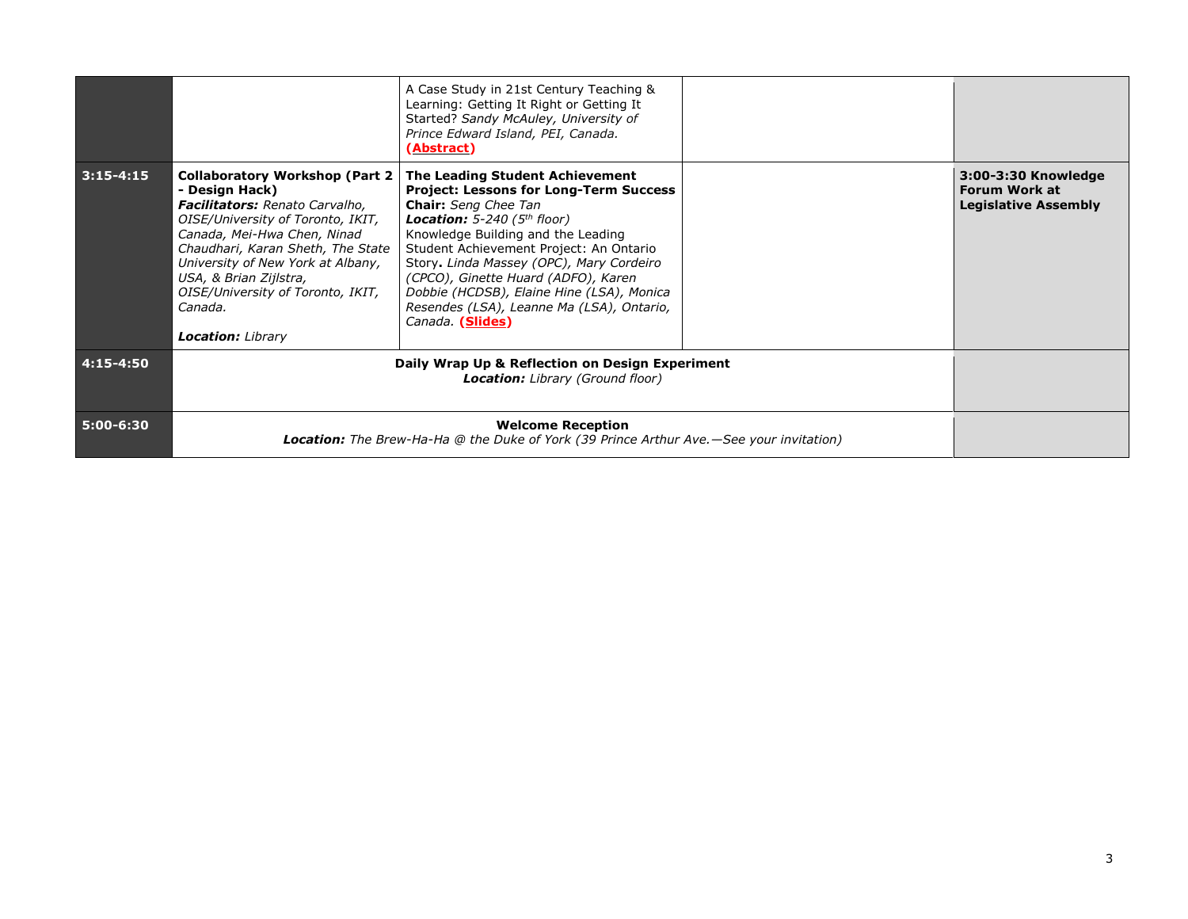| | | | | |
|---|---|---|---|---|
| | | A Case Study in 21st Century Teaching & Learning: Getting It Right or Getting It Started? *Sandy McAuley, University of Prince Edward Island, PEI, Canada.* **(Abstract)** | | |
| **3:15-4:15** | **Collaboratory Workshop (Part 2 - Design Hack)** ***Facilitators:*** *Renato Carvalho, OISE/University of Toronto, IKIT, Canada, Mei-Hwa Chen, Ninad Chaudhari, Karan Sheth, The State University of New York at Albany, USA, & Brian Zijlstra, OISE/University of Toronto, IKIT, Canada.* ***Location:*** *Library* | **The Leading Student Achievement Project: Lessons for Long-Term Success** **Chair:** *Seng Chee Tan* ***Location:*** *5-240 (5th floor)* Knowledge Building and the Leading Student Achievement Project: An Ontario Story**.** *Linda Massey (OPC), Mary Cordeiro (CPCO), Ginette Huard (ADFO), Karen Dobbie (HCDSB), Elaine Hine (LSA), Monica Resendes (LSA), Leanne Ma (LSA), Ontario, Canada.* **(Slides)** | | **3:00-3:30 Knowledge Forum Work at Legislative Assembly** |
| **4:15-4:50** | **Daily Wrap Up & Reflection on Design Experiment** ***Location:*** *Library (Ground floor)* | | | |
| **5:00-6:30** | **Welcome Reception** ***Location:*** *The Brew-Ha-Ha @ the Duke of York (39 Prince Arthur Ave.—See your invitation)* | | | |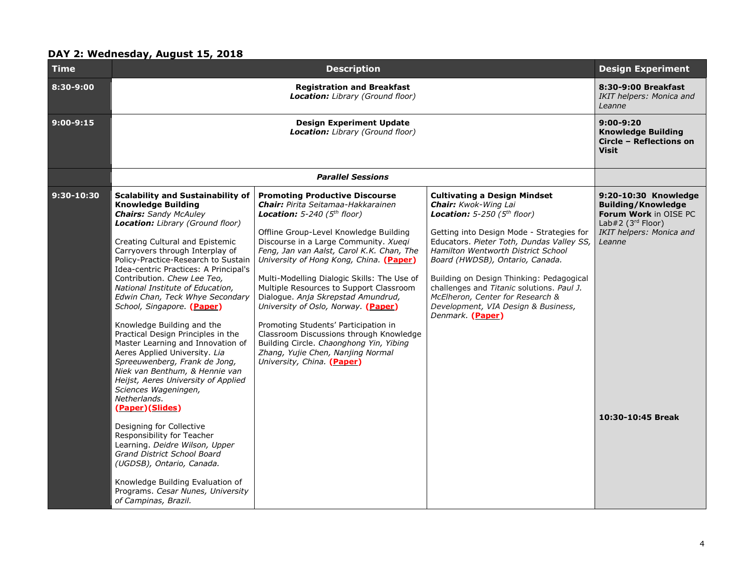## DAY 2: Wednesday, August 15, 2018

| Time | Description | | | Design Experiment |
|---|---|---|---|---|
| 8:30-9:00 | **Registration and Breakfast** *Location:* Library (Ground floor) | | | **8:30-9:00 Breakfast** *IKIT helpers: Monica and Leanne* |
| 9:00-9:15 | **Design Experiment Update** *Location:* Library (Ground floor) | | | **9:00-9:20 Knowledge Building Circle – Reflections on Visit** |
| | ***Parallel Sessions*** | | | |
| 9:30-10:30 | **Scalability and Sustainability of Knowledge Building** ***Chairs:*** *Sandy McAuley* ***Location:*** *Library (Ground floor)* <br><br> Creating Cultural and Epistemic Carryovers through Interplay of Policy-Practice-Research to Sustain Idea-centric Practices: A Principal's Contribution. *Chew Lee Teo, National Institute of Education, Edwin Chan, Teck Whye Secondary School, Singapore.* **(Paper)** <br><br> Knowledge Building and the Practical Design Principles in the Master Learning and Innovation of Aeres Applied University. *Lia Spreeuwenberg, Frank de Jong, Niek van Benthum, & Hennie van Heijst, Aeres University of Applied Sciences Wageningen, Netherlands.* **(Paper)(Slides)** <br><br> Designing for Collective Responsibility for Teacher Learning. *Deidre Wilson, Upper Grand District School Board (UGDSB), Ontario, Canada.* <br><br> Knowledge Building Evaluation of Programs. *Cesar Nunes, University of Campinas, Brazil.* | **Promoting Productive Discourse** ***Chair:*** *Pirita Seitamaa-Hakkarainen* ***Location:*** *5-240 (5th floor)* <br><br> Offline Group-Level Knowledge Building Discourse in a Large Community. *Xueqi Feng, Jan van Aalst, Carol K.K. Chan, The University of Hong Kong, China.* **(Paper)** <br><br> Multi-Modelling Dialogic Skills: The Use of Multiple Resources to Support Classroom Dialogue. *Anja Skrepstad Amundrud, University of Oslo, Norway.* **(Paper)** <br><br> Promoting Students' Participation in Classroom Discussions through Knowledge Building Circle. *Chaonghong Yin, Yibing Zhang, Yujie Chen, Nanjing Normal University, China.* **(Paper)** | **Cultivating a Design Mindset** ***Chair:*** *Kwok-Wing Lai* ***Location:*** *5-250 (5th floor)* <br><br> Getting into Design Mode - Strategies for Educators. *Pieter Toth, Dundas Valley SS, Hamilton Wentworth District School Board (HWDSB), Ontario, Canada.* <br><br> Building on Design Thinking: Pedagogical challenges and *Titanic* solutions. *Paul J. McElheron, Center for Research & Development, VIA Design & Business, Denmark.* **(Paper)** | **9:20-10:30 Knowledge Building/Knowledge Forum Work** in OISE PC Lab#2 (3rd Floor) *IKIT helpers: Monica and Leanne* <br><br> **10:30-10:45 Break** |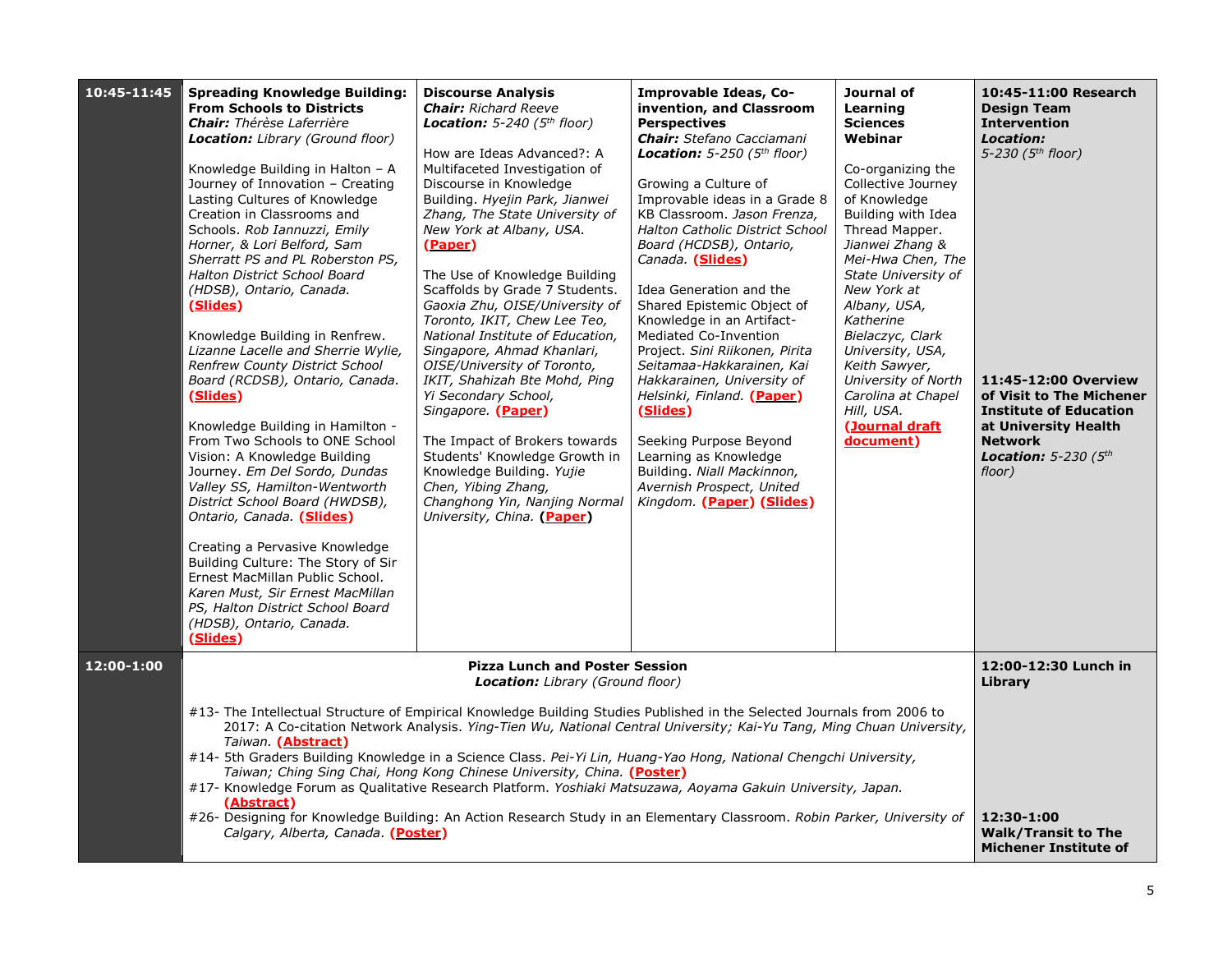| | | | | | |
|---|---|---|---|---|---|
| **10:45-11:45** | **Spreading Knowledge Building: From Schools to Districts**<br>***Chair:*** *Thérèse Laferrière*<br>***Location:*** *Library (Ground floor)*<br><br>Knowledge Building in Halton – A Journey of Innovation – Creating Lasting Cultures of Knowledge Creation in Classrooms and Schools. *Rob Iannuzzi, Emily Horner, & Lori Belford, Sam Sherratt PS and PL Roberston PS, Halton District School Board (HDSB), Ontario, Canada.* **(Slides)**<br><br>Knowledge Building in Renfrew. *Lizanne Lacelle and Sherrie Wylie, Renfrew County District School Board (RCDSB), Ontario, Canada.* **(Slides)**<br><br>Knowledge Building in Hamilton - From Two Schools to ONE School Vision: A Knowledge Building Journey. *Em Del Sordo, Dundas Valley SS, Hamilton-Wentworth District School Board (HWDSB), Ontario, Canada.* **(Slides)**<br><br>Creating a Pervasive Knowledge Building Culture: The Story of Sir Ernest MacMillan Public School. *Karen Must, Sir Ernest MacMillan PS, Halton District School Board (HDSB), Ontario, Canada.* **(Slides)** | **Discourse Analysis**<br>***Chair:*** *Richard Reeve*<br>***Location:*** *5-240 (5th floor)*<br><br>How are Ideas Advanced?: A Multifaceted Investigation of Discourse in Knowledge Building. *Hyejin Park, Jianwei Zhang, The State University of New York at Albany, USA.* **(Paper)**<br><br>The Use of Knowledge Building Scaffolds by Grade 7 Students. *Gaoxia Zhu, OISE/University of Toronto, IKIT, Chew Lee Teo, National Institute of Education, Singapore, Ahmad Khanlari, OISE/University of Toronto, IKIT, Shahizah Bte Mohd, Ping Yi Secondary School, Singapore.* **(Paper)**<br><br>The Impact of Brokers towards Students' Knowledge Growth in Knowledge Building. *Yujie Chen, Yibing Zhang, Changhong Yin, Nanjing Normal University, China.* **(Paper)** | **Improvable Ideas, Co-invention, and Classroom Perspectives**<br>***Chair:*** *Stefano Cacciamani*<br>***Location:*** *5-250 (5th floor)*<br><br>Growing a Culture of Improvable ideas in a Grade 8 KB Classroom. *Jason Frenza, Halton Catholic District School Board (HCDSB), Ontario, Canada.* **(Slides)**<br><br>Idea Generation and the Shared Epistemic Object of Knowledge in an Artifact-Mediated Co-Invention Project. *Sini Riikonen, Pirita Seitamaa-Hakkarainen, Kai Hakkarainen, University of Helsinki, Finland.* **(Paper)** **(Slides)**<br><br>Seeking Purpose Beyond Learning as Knowledge Building. *Niall Mackinnon, Avernish Prospect, United Kingdom.* **(Paper)** **(Slides)** | **Journal of Learning Sciences Webinar**<br><br>Co-organizing the Collective Journey of Knowledge Building with Idea Thread Mapper. *Jianwei Zhang & Mei-Hwa Chen, The State University of New York at Albany, USA, Katherine Bielaczyc, Clark University, USA, Keith Sawyer, University of North Carolina at Chapel Hill, USA.* **(Journal draft document)** | **10:45-11:00 Research Design Team Intervention**<br>***Location:***<br>*5-230 (5th floor)*<br><br>**11:45-12:00 Overview of Visit to The Michener Institute of Education at University Health Network**<br>***Location:*** *5-230 (5th floor)* |
| **12:00-1:00** | **Pizza Lunch and Poster Session**<br>***Location:*** *Library (Ground floor)*<br><br>#13- The Intellectual Structure of Empirical Knowledge Building Studies Published in the Selected Journals from 2006 to 2017: A Co-citation Network Analysis. *Ying-Tien Wu, National Central University; Kai-Yu Tang, Ming Chuan University, Taiwan.* **(Abstract)**<br>#14- 5th Graders Building Knowledge in a Science Class. *Pei-Yi Lin, Huang-Yao Hong, National Chengchi University, Taiwan; Ching Sing Chai, Hong Kong Chinese University, China.* **(Poster)**<br>#17- Knowledge Forum as Qualitative Research Platform. *Yoshiaki Matsuzawa, Aoyama Gakuin University, Japan.* **(Abstract)**<br>#26- Designing for Knowledge Building: An Action Research Study in an Elementary Classroom. *Robin Parker, University of Calgary, Alberta, Canada.* **(Poster)** | | | | **12:00-12:30 Lunch in Library**<br><br>**12:30-1:00 Walk/Transit to The Michener Institute of** |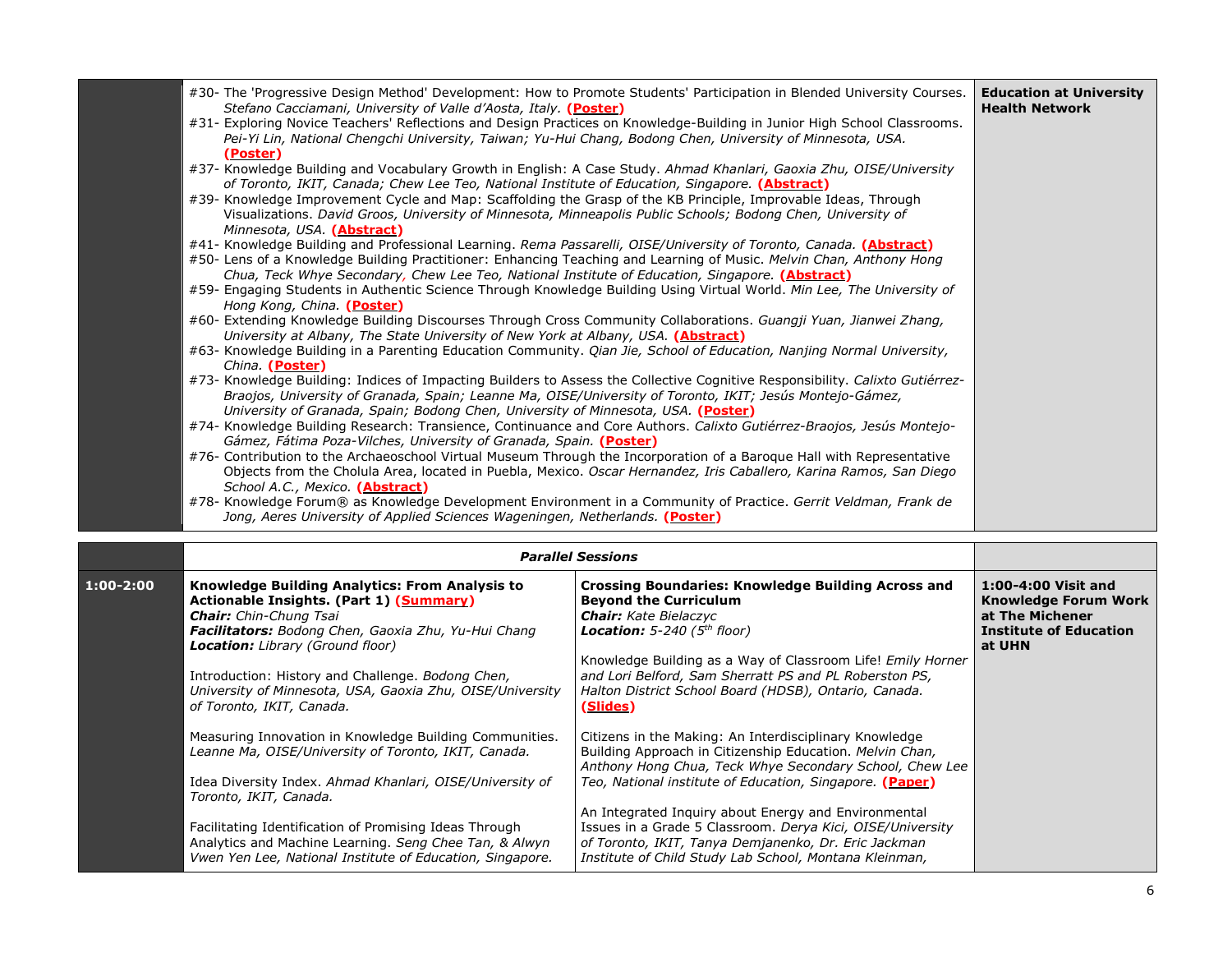| | | |
|---|---|---|
| | #30- The 'Progressive Design Method' Development: How to Promote Students' Participation in Blended University Courses. *Stefano Cacciamani, University of Valle d'Aosta, Italy.* **(Poster)**<br>#31- Exploring Novice Teachers' Reflections and Design Practices on Knowledge-Building in Junior High School Classrooms. *Pei-Yi Lin, National Chengchi University, Taiwan; Yu-Hui Chang, Bodong Chen, University of Minnesota, USA.* **(Poster)**<br>#37- Knowledge Building and Vocabulary Growth in English: A Case Study. *Ahmad Khanlari, Gaoxia Zhu, OISE/University of Toronto, IKIT, Canada; Chew Lee Teo, National Institute of Education, Singapore.* **(Abstract)**<br>#39- Knowledge Improvement Cycle and Map: Scaffolding the Grasp of the KB Principle, Improvable Ideas, Through Visualizations. *David Groos, University of Minnesota, Minneapolis Public Schools; Bodong Chen, University of Minnesota, USA.* **(Abstract)**<br>#41- Knowledge Building and Professional Learning. *Rema Passarelli, OISE/University of Toronto, Canada.* **(Abstract)**<br>#50- Lens of a Knowledge Building Practitioner: Enhancing Teaching and Learning of Music. *Melvin Chan, Anthony Hong Chua, Teck Whye Secondary, Chew Lee Teo, National Institute of Education, Singapore.* **(Abstract)**<br>#59- Engaging Students in Authentic Science Through Knowledge Building Using Virtual World. *Min Lee, The University of Hong Kong, China.* **(Poster)**<br>#60- Extending Knowledge Building Discourses Through Cross Community Collaborations. *Guangji Yuan, Jianwei Zhang, University at Albany, The State University of New York at Albany, USA.* **(Abstract)**<br>#63- Knowledge Building in a Parenting Education Community. *Qian Jie, School of Education, Nanjing Normal University, China.* **(Poster)**<br>#73- Knowledge Building: Indices of Impacting Builders to Assess the Collective Cognitive Responsibility. *Calixto Gutiérrez-Braojos, University of Granada, Spain; Leanne Ma, OISE/University of Toronto, IKIT; Jesús Montejo-Gámez, University of Granada, Spain; Bodong Chen, University of Minnesota, USA.* **(Poster)**<br>#74- Knowledge Building Research: Transience, Continuance and Core Authors. *Calixto Gutiérrez-Braojos, Jesús Montejo-Gámez, Fátima Poza-Vilches, University of Granada, Spain.* **(Poster)**<br>#76- Contribution to the Archaeoschool Virtual Museum Through the Incorporation of a Baroque Hall with Representative Objects from the Cholula Area, located in Puebla, Mexico. *Oscar Hernandez, Iris Caballero, Karina Ramos, San Diego School A.C., Mexico.* **(Abstract)**<br>#78- Knowledge Forum® as Knowledge Development Environment in a Community of Practice. *Gerrit Veldman, Frank de Jong, Aeres University of Applied Sciences Wageningen, Netherlands.* **(Poster)** | **Education at University Health Network** |

| | ***Parallel Sessions*** | | |
|---|---|---|---|
| **1:00-2:00** | **Knowledge Building Analytics: From Analysis to Actionable Insights. (Part 1) (Summary)**<br>***Chair:*** *Chin-Chung Tsai*<br>***Facilitators:*** *Bodong Chen, Gaoxia Zhu, Yu-Hui Chang*<br>***Location:*** *Library (Ground floor)*<br><br>Introduction: History and Challenge. *Bodong Chen, University of Minnesota, USA, Gaoxia Zhu, OISE/University of Toronto, IKIT, Canada.*<br><br>Measuring Innovation in Knowledge Building Communities. *Leanne Ma, OISE/University of Toronto, IKIT, Canada.*<br><br>Idea Diversity Index. *Ahmad Khanlari, OISE/University of Toronto, IKIT, Canada.*<br><br>Facilitating Identification of Promising Ideas Through Analytics and Machine Learning. *Seng Chee Tan, & Alwyn Vwen Yen Lee, National Institute of Education, Singapore.* | **Crossing Boundaries: Knowledge Building Across and Beyond the Curriculum**<br>***Chair:*** *Kate Bielaczyc*<br>***Location:*** *5-240 (5th floor)*<br><br>Knowledge Building as a Way of Classroom Life! *Emily Horner and Lori Belford, Sam Sherratt PS and PL Roberston PS, Halton District School Board (HDSB), Ontario, Canada.* **(Slides)**<br><br>Citizens in the Making: An Interdisciplinary Knowledge Building Approach in Citizenship Education. *Melvin Chan, Anthony Hong Chua, Teck Whye Secondary School, Chew Lee Teo, National institute of Education, Singapore.* **(Paper)**<br><br>An Integrated Inquiry about Energy and Environmental Issues in a Grade 5 Classroom. *Derya Kici, OISE/University of Toronto, IKIT, Tanya Demjanenko, Dr. Eric Jackman Institute of Child Study Lab School, Montana Kleinman,* | **1:00-4:00 Visit and Knowledge Forum Work at The Michener Institute of Education at UHN** |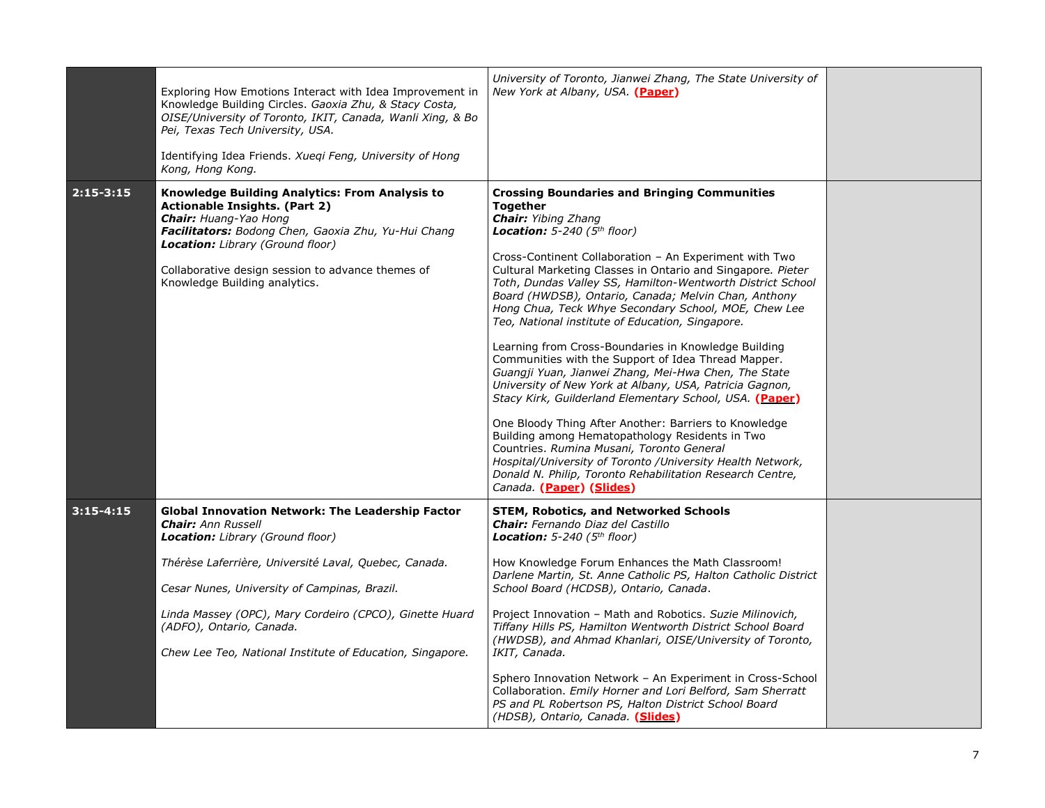| | | | |
|---|---|---|---|
| | Exploring How Emotions Interact with Idea Improvement in Knowledge Building Circles. *Gaoxia Zhu, & Stacy Costa, OISE/University of Toronto, IKIT, Canada, Wanli Xing, & Bo Pei, Texas Tech University, USA.*<br><br>Identifying Idea Friends. *Xueqi Feng, University of Hong Kong, Hong Kong.* | *University of Toronto, Jianwei Zhang, The State University of New York at Albany, USA.* **(Paper)** | |
| **2:15-3:15** | **Knowledge Building Analytics: From Analysis to Actionable Insights. (Part 2)**<br>***Chair:*** *Huang-Yao Hong*<br>***Facilitators:*** *Bodong Chen, Gaoxia Zhu, Yu-Hui Chang*<br>***Location:*** *Library (Ground floor)*<br><br>Collaborative design session to advance themes of Knowledge Building analytics. | **Crossing Boundaries and Bringing Communities Together**<br>***Chair:*** *Yibing Zhang*<br>***Location:*** *5-240 (5th floor)*<br><br>Cross-Continent Collaboration – An Experiment with Two Cultural Marketing Classes in Ontario and Singapore. *Pieter Toth, Dundas Valley SS, Hamilton-Wentworth District School Board (HWDSB), Ontario, Canada; Melvin Chan, Anthony Hong Chua, Teck Whye Secondary School, MOE, Chew Lee Teo, National institute of Education, Singapore.*<br><br>Learning from Cross-Boundaries in Knowledge Building Communities with the Support of Idea Thread Mapper. *Guangji Yuan, Jianwei Zhang, Mei-Hwa Chen, The State University of New York at Albany, USA, Patricia Gagnon, Stacy Kirk, Guilderland Elementary School, USA.* **(Paper)**<br><br>One Bloody Thing After Another: Barriers to Knowledge Building among Hematopathology Residents in Two Countries. *Rumina Musani, Toronto General Hospital/University of Toronto /University Health Network, Donald N. Philip, Toronto Rehabilitation Research Centre, Canada.* **(Paper) (Slides)** | |
| **3:15-4:15** | **Global Innovation Network: The Leadership Factor**<br>***Chair:*** *Ann Russell*<br>***Location:*** *Library (Ground floor)*<br><br>*Thérèse Laferrière, Université Laval, Quebec, Canada.*<br><br>*Cesar Nunes, University of Campinas, Brazil.*<br><br>*Linda Massey (OPC), Mary Cordeiro (CPCO), Ginette Huard (ADFO), Ontario, Canada.*<br><br>*Chew Lee Teo, National Institute of Education, Singapore.* | **STEM, Robotics, and Networked Schools**<br>***Chair:*** *Fernando Diaz del Castillo*<br>***Location:*** *5-240 (5th floor)*<br><br>How Knowledge Forum Enhances the Math Classroom! *Darlene Martin, St. Anne Catholic PS, Halton Catholic District School Board (HCDSB), Ontario, Canada*.<br><br>Project Innovation – Math and Robotics. *Suzie Milinovich, Tiffany Hills PS, Hamilton Wentworth District School Board (HWDSB), and Ahmad Khanlari, OISE/University of Toronto, IKIT, Canada.*<br><br>Sphero Innovation Network – An Experiment in Cross-School Collaboration. *Emily Horner and Lori Belford, Sam Sherratt PS and PL Robertson PS, Halton District School Board (HDSB), Ontario, Canada.* **(Slides)** | |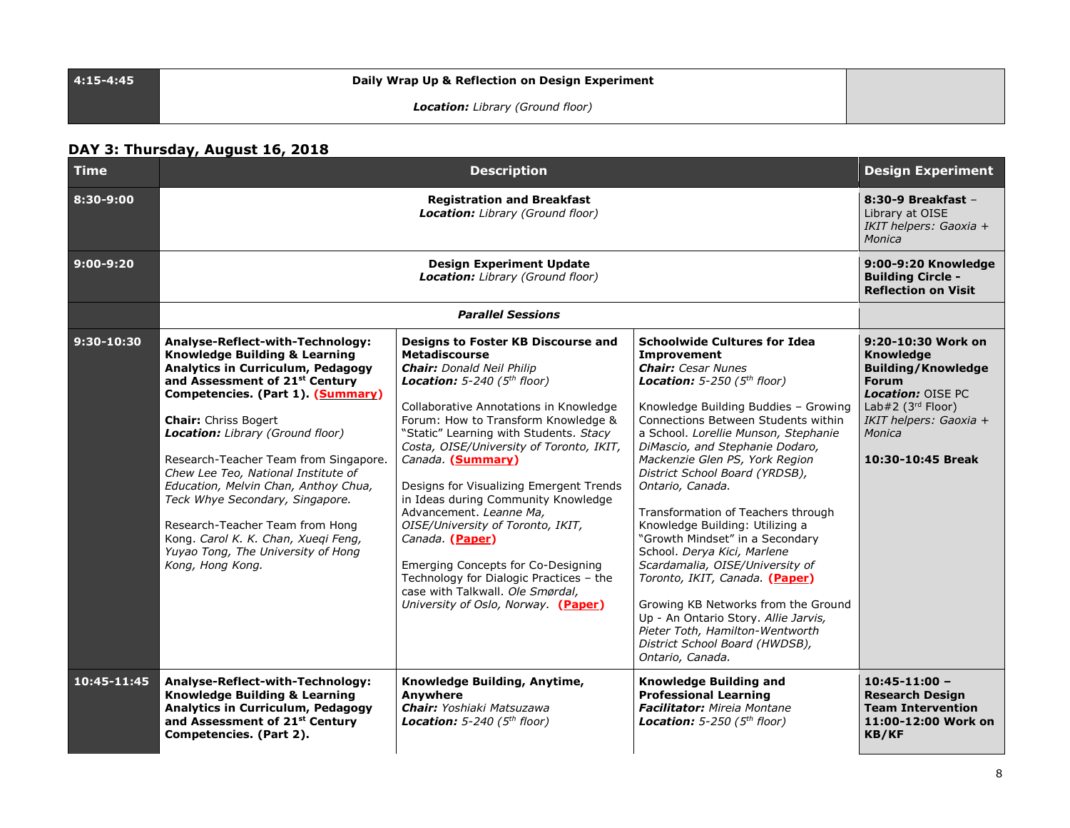| 4:15-4:45 | **Daily Wrap Up & Reflection on Design Experiment**<br><br>***Location:*** *Library (Ground floor)* | | | |
|---|---|---|---|---|

## DAY 3: Thursday, August 16, 2018

| Time | Description | | | Design Experiment |
|---|---|---|---|---|
| 8:30-9:00 | **Registration and Breakfast**<br>***Location:*** *Library (Ground floor)* | | | **8:30-9 Breakfast** – Library at OISE<br>*IKIT helpers: Gaoxia + Monica* |
| 9:00-9:20 | **Design Experiment Update**<br>***Location:*** *Library (Ground floor)* | | | **9:00-9:20 Knowledge Building Circle - Reflection on Visit** |
| | ***Parallel Sessions*** | | | |
| 9:30-10:30 | **Analyse-Reflect-with-Technology: Knowledge Building & Learning Analytics in Curriculum, Pedagogy and Assessment of 21st Century Competencies. (Part 1). (Summary)**<br><br>**Chair:** Chriss Bogert<br>***Location:*** *Library (Ground floor)*<br><br>Research-Teacher Team from Singapore. *Chew Lee Teo, National Institute of Education, Melvin Chan, Anthoy Chua, Teck Whye Secondary, Singapore.*<br><br>Research-Teacher Team from Hong Kong. *Carol K. K. Chan, Xueqi Feng, Yuyao Tong, The University of Hong Kong, Hong Kong.* | **Designs to Foster KB Discourse and Metadiscourse**<br>***Chair:*** *Donald Neil Philip*<br>***Location:*** *5-240 (5th floor)*<br><br>Collaborative Annotations in Knowledge Forum: How to Transform Knowledge & "Static" Learning with Students. *Stacy Costa, OISE/University of Toronto, IKIT, Canada.* **(Summary)**<br><br>Designs for Visualizing Emergent Trends in Ideas during Community Knowledge Advancement. *Leanne Ma, OISE/University of Toronto, IKIT, Canada.* **(Paper)**<br><br>Emerging Concepts for Co-Designing Technology for Dialogic Practices – the case with Talkwall. *Ole Smørdal, University of Oslo, Norway.* **(Paper)** | **Schoolwide Cultures for Idea Improvement**<br>***Chair:*** *Cesar Nunes*<br>***Location:*** *5-250 (5th floor)*<br><br>Knowledge Building Buddies – Growing Connections Between Students within a School. *Lorellie Munson, Stephanie DiMascio, and Stephanie Dodaro, Mackenzie Glen PS, York Region District School Board (YRDSB), Ontario, Canada.*<br><br>Transformation of Teachers through Knowledge Building: Utilizing a "Growth Mindset" in a Secondary School. *Derya Kici, Marlene Scardamalia, OISE/University of Toronto, IKIT, Canada.* **(Paper)**<br><br>Growing KB Networks from the Ground Up - An Ontario Story. *Allie Jarvis, Pieter Toth, Hamilton-Wentworth District School Board (HWDSB), Ontario, Canada.* | **9:20-10:30 Work on Knowledge Building/Knowledge Forum**<br>***Location:*** OISE PC Lab#2 (3rd Floor)<br>*IKIT helpers: Gaoxia + Monica*<br><br>**10:30-10:45 Break** |
| 10:45-11:45 | **Analyse-Reflect-with-Technology: Knowledge Building & Learning Analytics in Curriculum, Pedagogy and Assessment of 21st Century Competencies. (Part 2).** | **Knowledge Building, Anytime, Anywhere**<br>***Chair:*** *Yoshiaki Matsuzawa*<br>***Location:*** *5-240 (5th floor)* | **Knowledge Building and Professional Learning**<br>***Facilitator:*** *Mireia Montane*<br>***Location:*** *5-250 (5th floor)* | **10:45-11:00 – Research Design Team Intervention**<br>**11:00-12:00 Work on KB/KF** |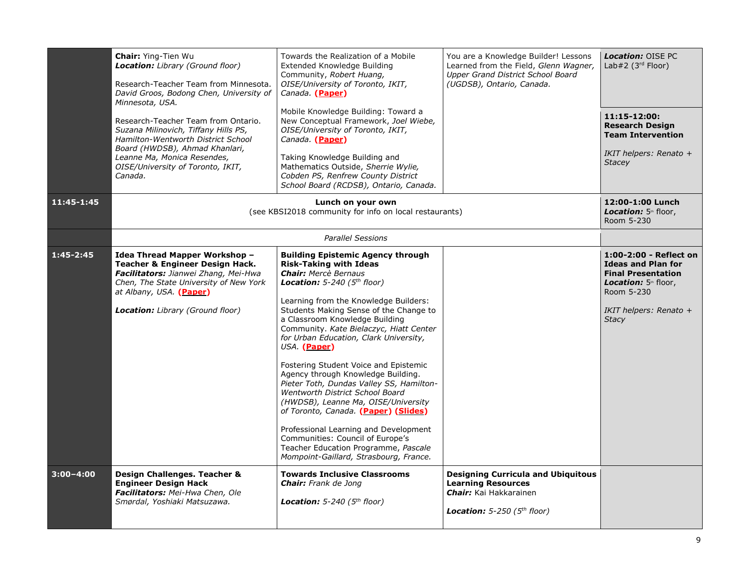|  |  |  |  |  |
|---|---|---|---|---|
|  | **Chair:** Ying-Tien Wu<br>***Location:*** *Library (Ground floor)*<br><br>Research-Teacher Team from Minnesota. *David Groos, Bodong Chen, University of Minnesota, USA.*<br><br>Research-Teacher Team from Ontario. *Suzana Milinovich, Tiffany Hills PS, Hamilton-Wentworth District School Board (HWDSB), Ahmad Khanlari, Leanne Ma, Monica Resendes, OISE/University of Toronto, IKIT, Canada.* | Towards the Realization of a Mobile Extended Knowledge Building Community, *Robert Huang, OISE/University of Toronto, IKIT, Canada.* **(Paper)**<br><br>Mobile Knowledge Building: Toward a New Conceptual Framework, *Joel Wiebe, OISE/University of Toronto, IKIT, Canada.* **(Paper)**<br><br>Taking Knowledge Building and Mathematics Outside, *Sherrie Wylie, Cobden PS, Renfrew County District School Board (RCDSB), Ontario, Canada.* | You are a Knowledge Builder! Lessons Learned from the Field, *Glenn Wagner, Upper Grand District School Board (UGDSB), Ontario, Canada.* | ***Location:*** OISE PC Lab#2 (3rd Floor)<br><br>**11:15-12:00: Research Design Team Intervention**<br><br>*IKIT helpers: Renato + Stacey* |
| **11:45-1:45** | **Lunch on your own**<br>(see KBSI2018 community for info on local restaurants) |  |  | **12:00-1:00 Lunch**<br>***Location:*** 5th floor, Room 5-230 |
|  | *Parallel Sessions* |  |  |  |
| **1:45-2:45** | **Idea Thread Mapper Workshop – Teacher & Engineer Design Hack.**<br>***Facilitators:*** *Jianwei Zhang, Mei-Hwa Chen, The State University of New York at Albany, USA.* **(Paper)**<br><br>***Location:*** *Library (Ground floor)* | **Building Epistemic Agency through Risk-Taking with Ideas**<br>***Chair:*** *Mercè Bernaus*<br>***Location:*** *5-240 (5th floor)*<br><br>Learning from the Knowledge Builders: Students Making Sense of the Change to a Classroom Knowledge Building Community. *Kate Bielaczyc, Hiatt Center for Urban Education, Clark University, USA.* **(Paper)**<br><br>Fostering Student Voice and Epistemic Agency through Knowledge Building. *Pieter Toth, Dundas Valley SS, Hamilton-Wentworth District School Board (HWDSB), Leanne Ma, OISE/University of Toronto, Canada.* **(Paper) (Slides)**<br><br>Professional Learning and Development Communities: Council of Europe's Teacher Education Programme, *Pascale Mompoint-Gaillard, Strasbourg, France.* |  | **1:00-2:00 - Reflect on Ideas and Plan for Final Presentation**<br>***Location:*** 5th floor, Room 5-230<br><br>*IKIT helpers: Renato + Stacy* |
| **3:00–4:00** | **Design Challenges. Teacher & Engineer Design Hack**<br>***Facilitators:*** *Mei-Hwa Chen, Ole Smørdal, Yoshiaki Matsuzawa.* | **Towards Inclusive Classrooms**<br>***Chair:*** *Frank de Jong*<br><br>***Location:*** *5-240 (5th floor)* | **Designing Curricula and Ubiquitous Learning Resources**<br>***Chair:*** Kai Hakkarainen<br><br>***Location:*** *5-250 (5th floor)* |  |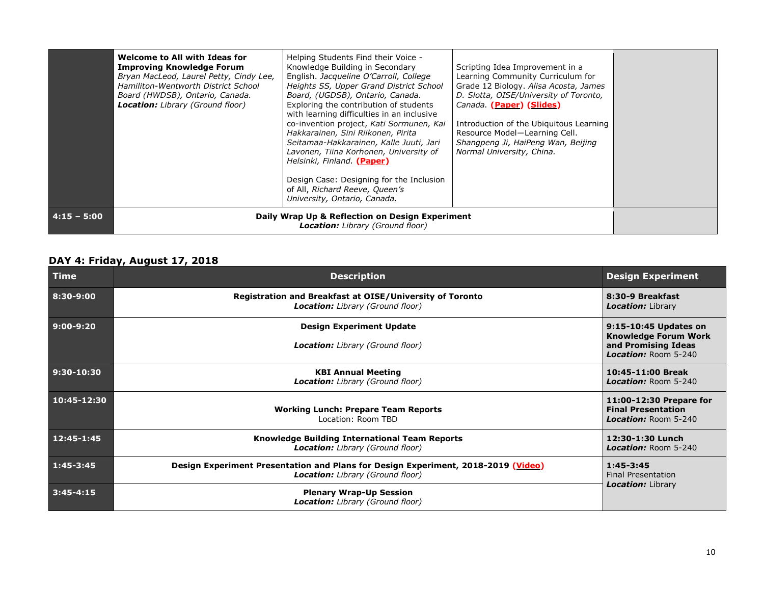| | | | | |
|---|---|---|---|---|
| | **Welcome to All with Ideas for Improving Knowledge Forum** *Bryan MacLeod, Laurel Petty, Cindy Lee, Hamiliton-Wentworth District School Board (HWDSB), Ontario, Canada.* ***Location:*** *Library (Ground floor)* | Helping Students Find their Voice - Knowledge Building in Secondary English. *Jacqueline O'Carroll, College Heights SS, Upper Grand District School Board, (UGDSB), Ontario, Canada.* Exploring the contribution of students with learning difficulties in an inclusive co-invention project, *Kati Sormunen, Kai Hakkarainen, Sini Riikonen, Pirita Seitamaa-Hakkarainen, Kalle Juuti, Jari Lavonen, Tiina Korhonen, University of Helsinki, Finland.* **(Paper)**<br><br>Design Case: Designing for the Inclusion of All, *Richard Reeve, Queen's University, Ontario, Canada.* | Scripting Idea Improvement in a Learning Community Curriculum for Grade 12 Biology. *Alisa Acosta, James D. Slotta, OISE/University of Toronto, Canada.* **(Paper) (Slides)**<br><br>Introduction of the Ubiquitous Learning Resource Model—Learning Cell. *Shangpeng Ji, HaiPeng Wan, Beijing Normal University, China.* | |
| **4:15 – 5:00** | **Daily Wrap Up & Reflection on Design Experiment** ***Location:*** *Library (Ground floor)* | | | |

## DAY 4: Friday, August 17, 2018

| Time | Description | Design Experiment |
|---|---|---|
| **8:30-9:00** | **Registration and Breakfast at OISE/University of Toronto** ***Location:*** *Library (Ground floor)* | **8:30-9 Breakfast** ***Location:*** Library |
| **9:00-9:20** | **Design Experiment Update** ***Location:*** *Library (Ground floor)* | **9:15-10:45 Updates on Knowledge Forum Work and Promising Ideas** ***Location:*** Room 5-240 |
| **9:30-10:30** | **KBI Annual Meeting** ***Location:*** *Library (Ground floor)* | **10:45-11:00 Break** ***Location:*** Room 5-240 |
| **10:45-12:30** | **Working Lunch: Prepare Team Reports** Location: Room TBD | **11:00-12:30 Prepare for Final Presentation** ***Location:*** Room 5-240 |
| **12:45-1:45** | **Knowledge Building International Team Reports** ***Location:*** *Library (Ground floor)* | **12:30-1:30 Lunch** ***Location:*** Room 5-240 |
| **1:45-3:45** | **Design Experiment Presentation and Plans for Design Experiment, 2018-2019 (Video)** ***Location:*** *Library (Ground floor)* | **1:45-3:45** Final Presentation ***Location:*** Library |
| **3:45-4:15** | **Plenary Wrap-Up Session** ***Location:*** *Library (Ground floor)* | |